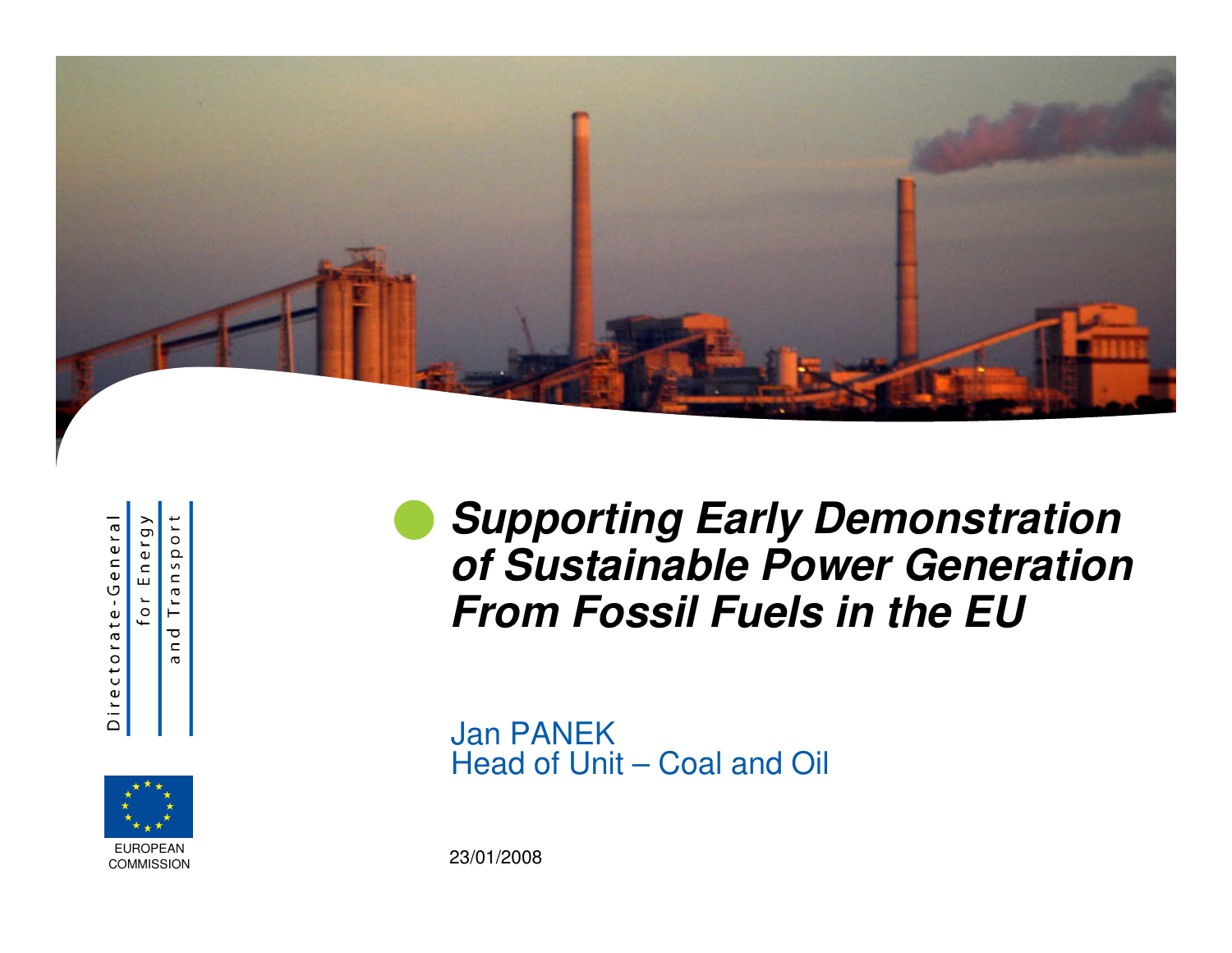Directorate-General for Energy and Transport

EUROPEAN COMMISSION

# *Supporting Early Demonstration of Sustainable Power Generation From Fossil Fuels in the EU*

Jan PANEK
Head of Unit – Coal and Oil

23/01/2008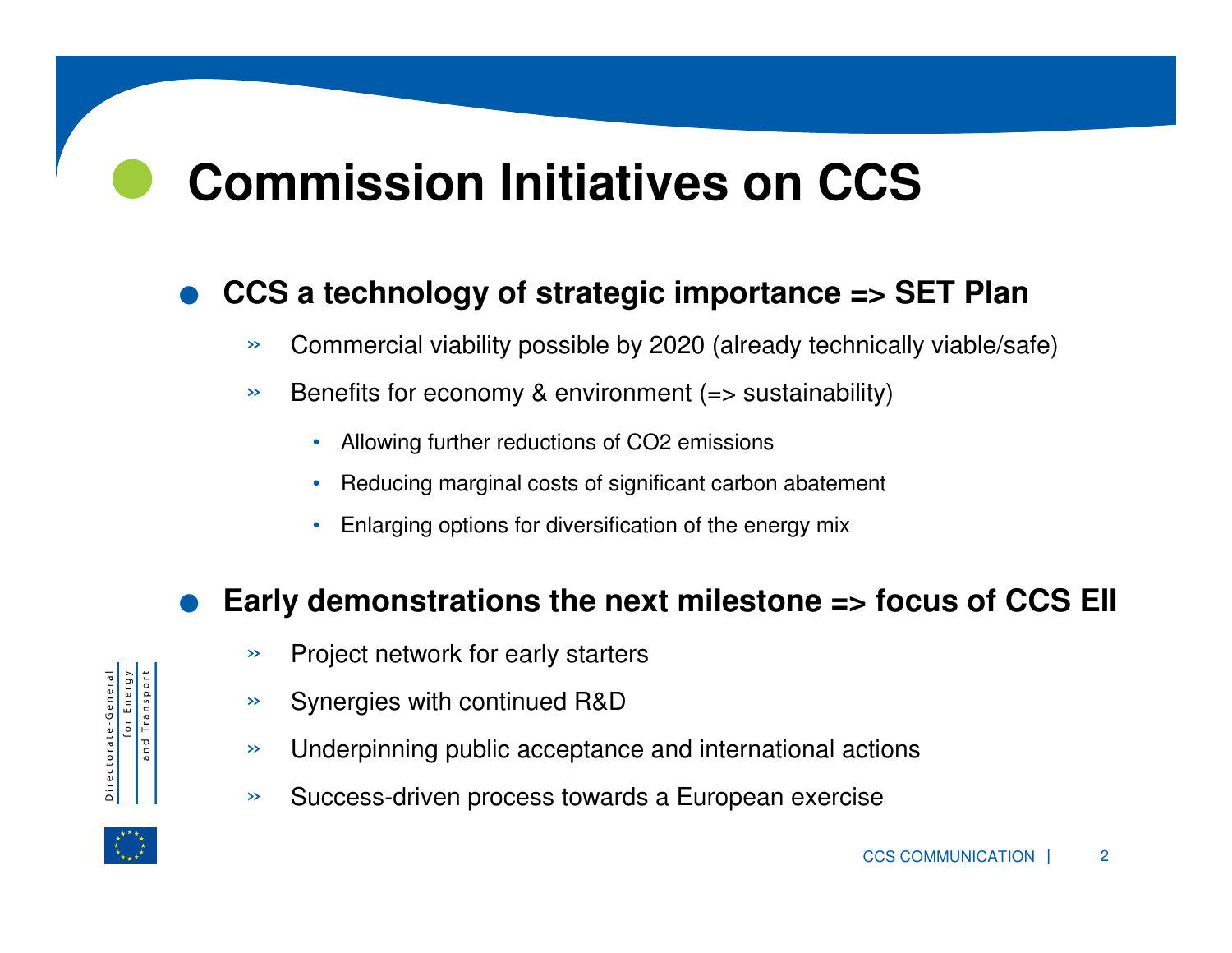# Commission Initiatives on CCS

- **CCS a technology of strategic importance => SET Plan**
  - Commercial viability possible by 2020 (already technically viable/safe)
  - Benefits for economy & environment (=> sustainability)
    - Allowing further reductions of CO2 emissions
    - Reducing marginal costs of significant carbon abatement
    - Enlarging options for diversification of the energy mix

- **Early demonstrations the next milestone => focus of CCS EII**
  - Project network for early starters
  - Synergies with continued R&D
  - Underpinning public acceptance and international actions
  - Success-driven process towards a European exercise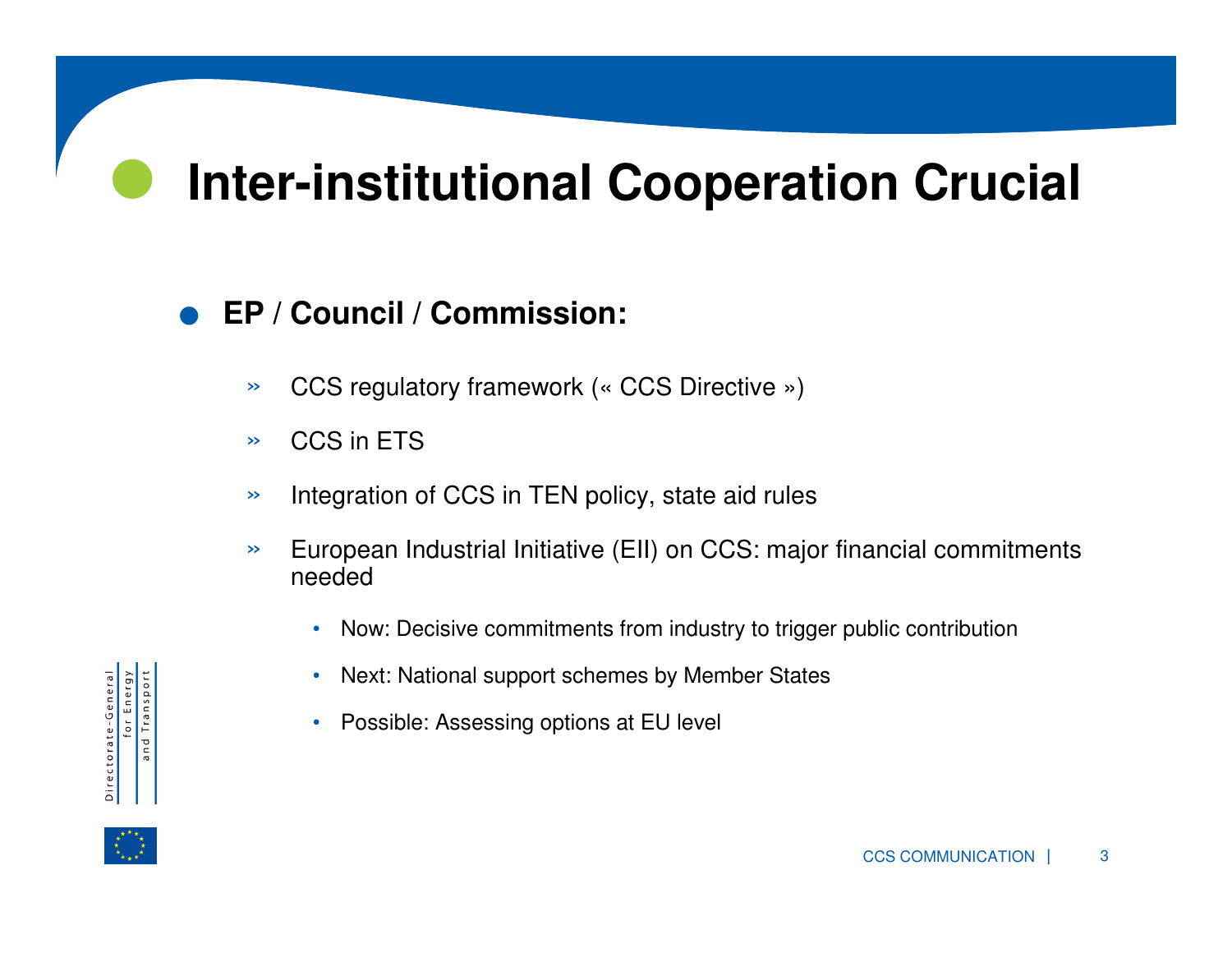# Inter-institutional Cooperation Crucial

- **EP / Council / Commission:**
  - CCS regulatory framework (« CCS Directive »)
  - CCS in ETS
  - Integration of CCS in TEN policy, state aid rules
  - European Industrial Initiative (EII) on CCS: major financial commitments needed
    - Now: Decisive commitments from industry to trigger public contribution
    - Next: National support schemes by Member States
    - Possible: Assessing options at EU level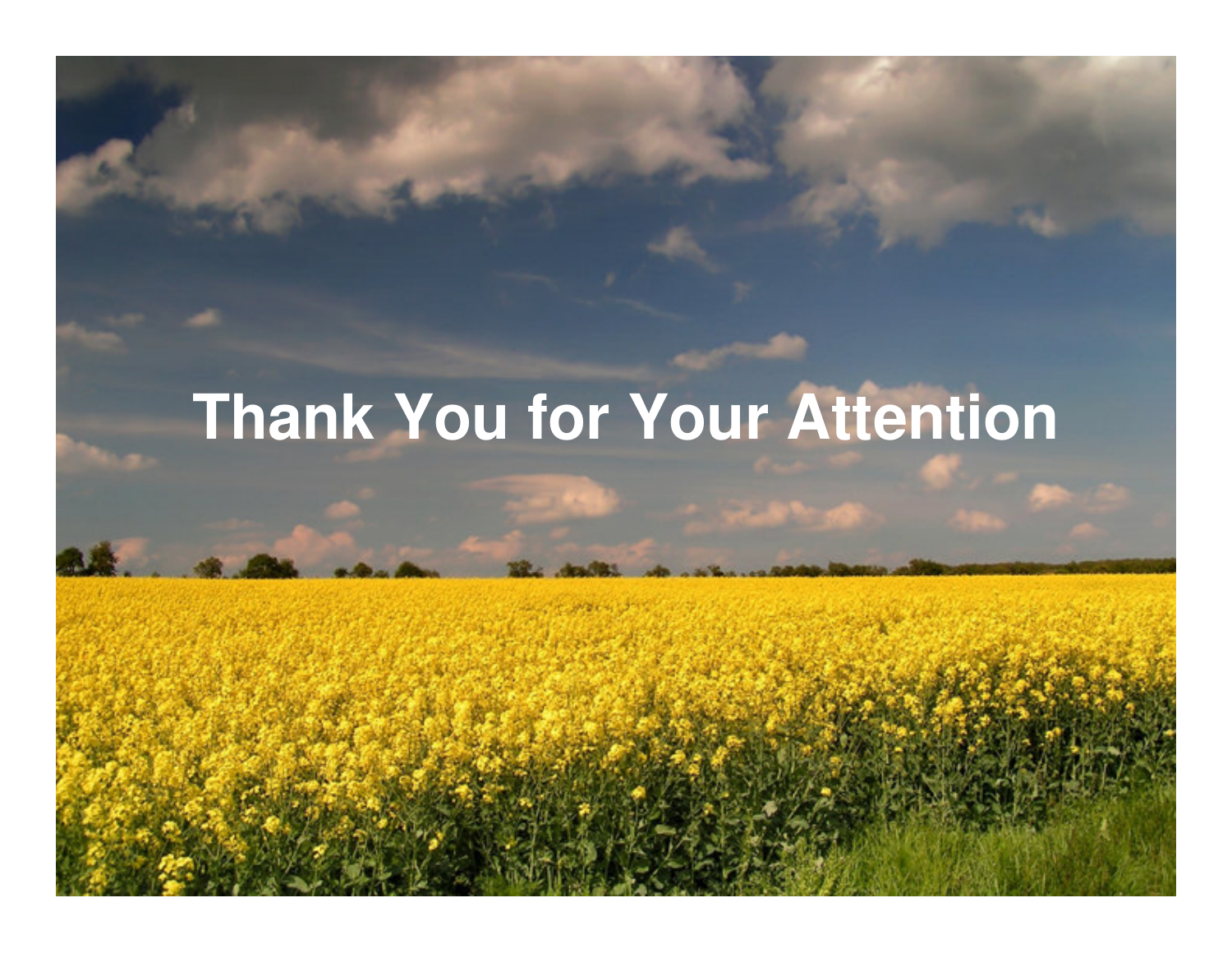# Thank You for Your Attention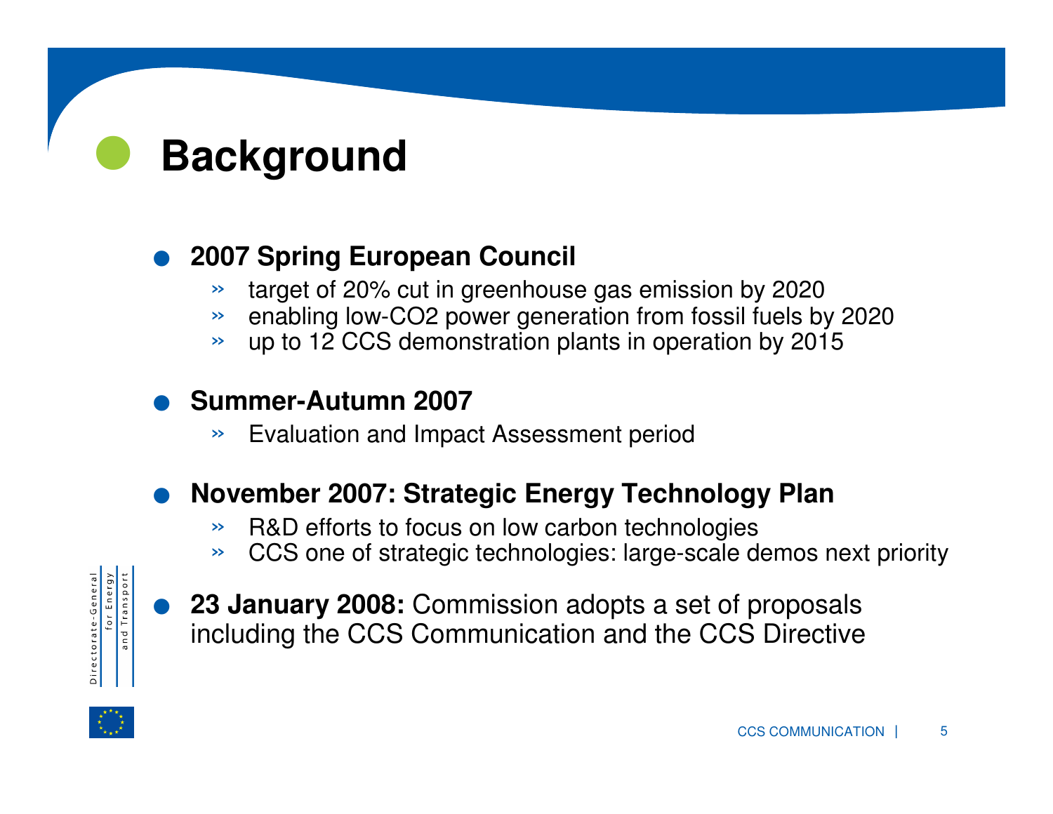# Background

- **2007 Spring European Council**
  - target of 20% cut in greenhouse gas emission by 2020
  - enabling low-$CO_2$ power generation from fossil fuels by 2020
  - up to 12 CCS demonstration plants in operation by 2015

- **Summer-Autumn 2007**
  - Evaluation and Impact Assessment period

- **November 2007: Strategic Energy Technology Plan**
  - R&D efforts to focus on low carbon technologies
  - CCS one of strategic technologies: large-scale demos next priority

- **23 January 2008:** Commission adopts a set of proposals including the CCS Communication and the CCS Directive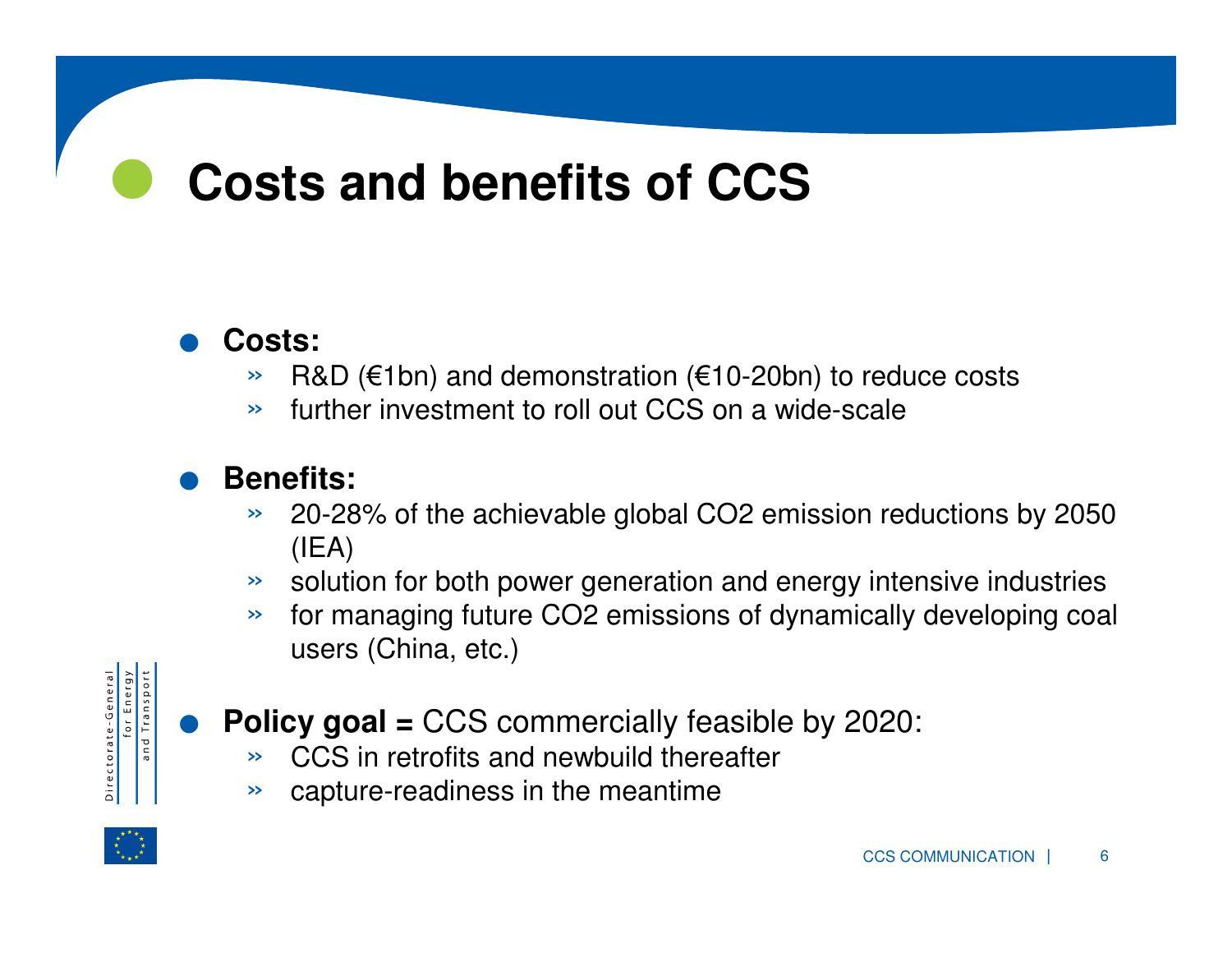# Costs and benefits of CCS

- **Costs:**
  - R&D (€1bn) and demonstration (€10-20bn) to reduce costs
  - further investment to roll out CCS on a wide-scale

- **Benefits:**
  - 20-28% of the achievable global $CO_2$ emission reductions by 2050 (IEA)
  - solution for both power generation and energy intensive industries
  - for managing future $CO_2$ emissions of dynamically developing coal users (China, etc.)

- **Policy goal =** CCS commercially feasible by 2020:
  - CCS in retrofits and newbuild thereafter
  - capture-readiness in the meantime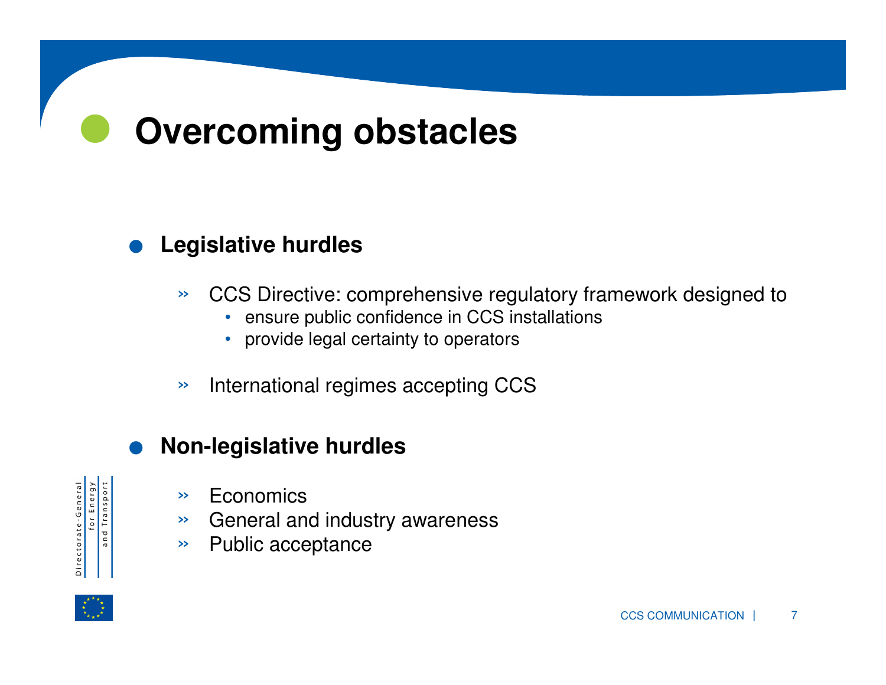# Overcoming obstacles

- **Legislative hurdles**
  - CCS Directive: comprehensive regulatory framework designed to
    - ensure public confidence in CCS installations
    - provide legal certainty to operators
  - International regimes accepting CCS
- **Non-legislative hurdles**
  - Economics
  - General and industry awareness
  - Public acceptance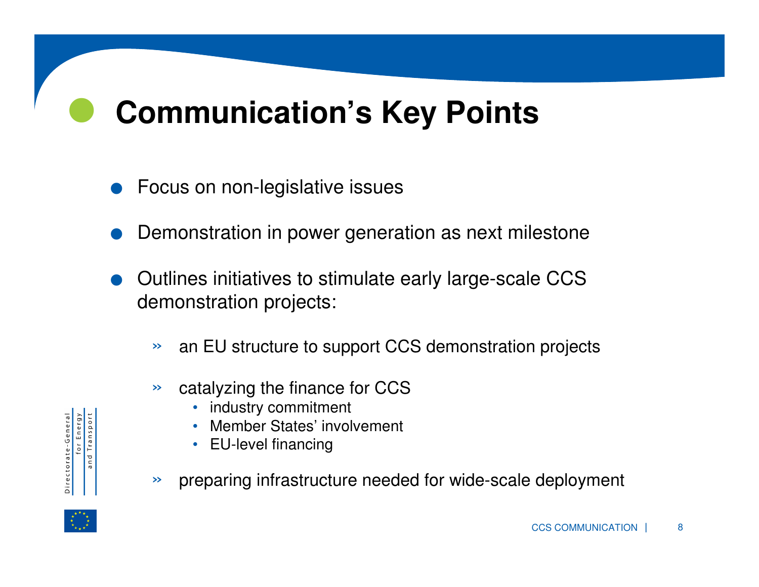# Communication's Key Points

- Focus on non-legislative issues
- Demonstration in power generation as next milestone
- Outlines initiatives to stimulate early large-scale CCS demonstration projects:
  - an EU structure to support CCS demonstration projects
  - catalyzing the finance for CCS
    - industry commitment
    - Member States' involvement
    - EU-level financing
  - preparing infrastructure needed for wide-scale deployment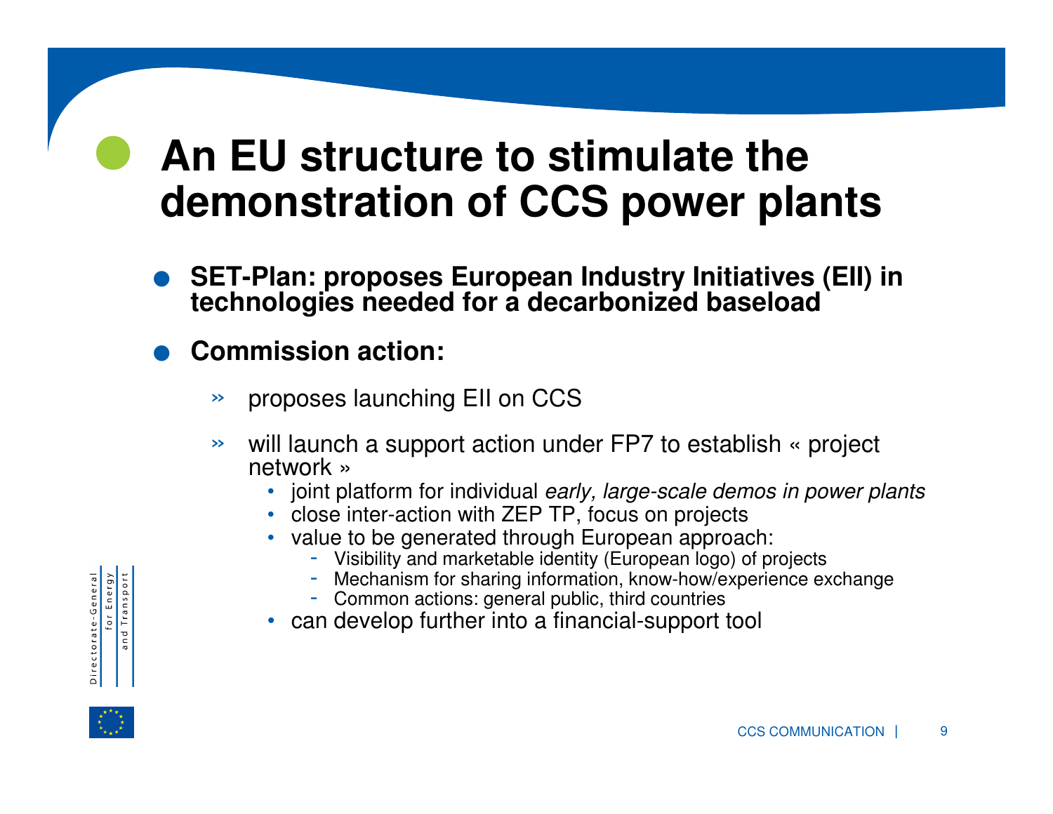# An EU structure to stimulate the demonstration of CCS power plants

- **SET-Plan: proposes European Industry Initiatives (EII) in technologies needed for a decarbonized baseload**
- **Commission action:**
  - » proposes launching EII on CCS
  - » will launch a support action under FP7 to establish « project network »
    - joint platform for individual *early, large-scale demos in power plants*
    - close inter-action with ZEP TP, focus on projects
    - value to be generated through European approach:
      - Visibility and marketable identity (European logo) of projects
      - Mechanism for sharing information, know-how/experience exchange
      - Common actions: general public, third countries
    - can develop further into a financial-support tool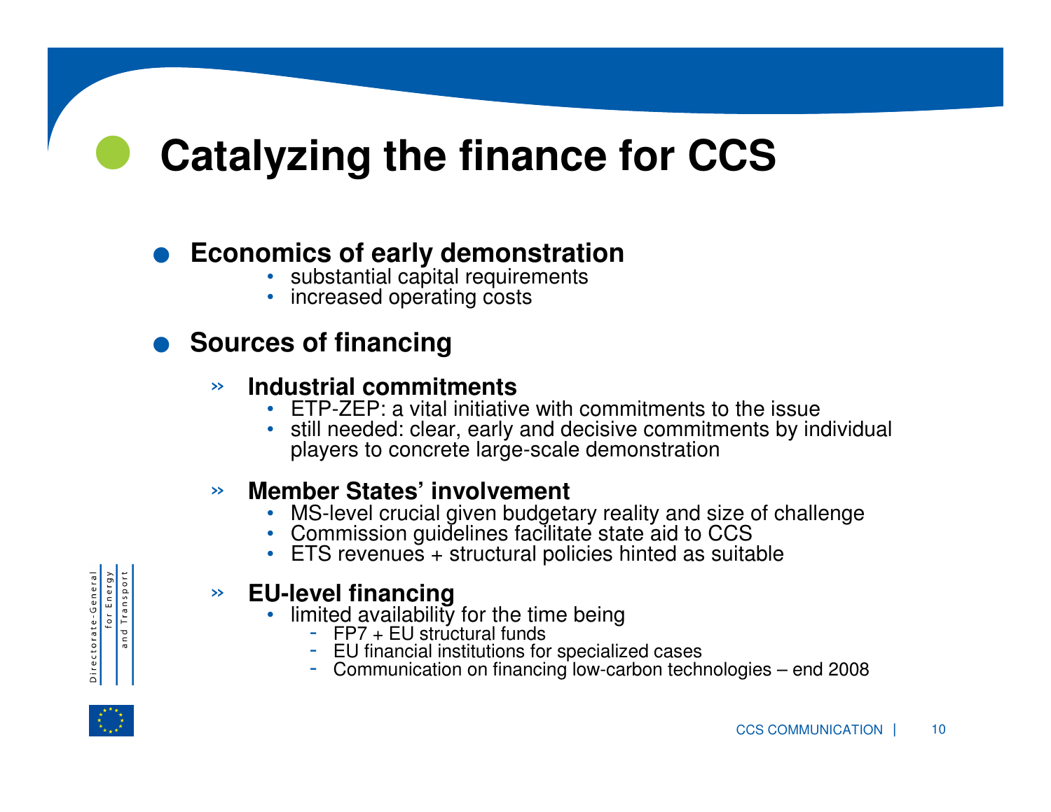# Catalyzing the finance for CCS

- **Economics of early demonstration**
  - substantial capital requirements
  - increased operating costs

- **Sources of financing**

  - **Industrial commitments**
    - ETP-ZEP: a vital initiative with commitments to the issue
    - still needed: clear, early and decisive commitments by individual players to concrete large-scale demonstration

  - **Member States' involvement**
    - MS-level crucial given budgetary reality and size of challenge
    - Commission guidelines facilitate state aid to CCS
    - ETS revenues + structural policies hinted as suitable

  - **EU-level financing**
    - limited availability for the time being
      - FP7 + EU structural funds
      - EU financial institutions for specialized cases
      - Communication on financing low-carbon technologies – end 2008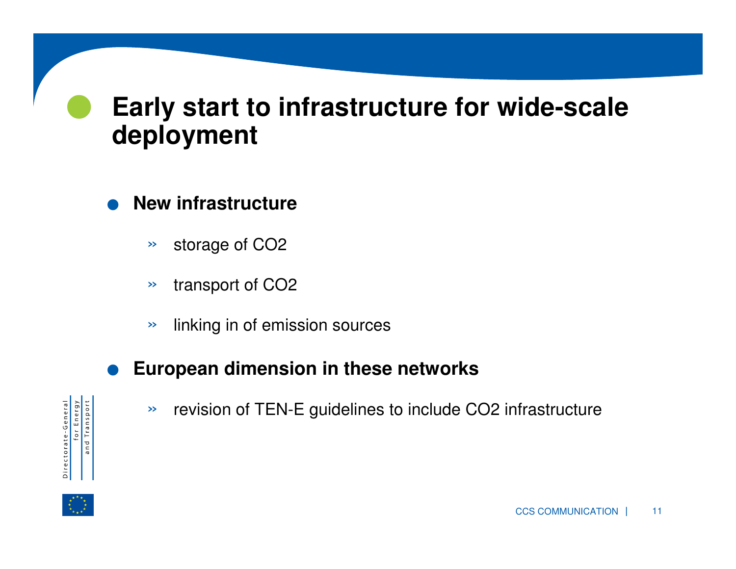# Early start to infrastructure for wide-scale deployment

- **New infrastructure**
  - storage of $CO_2$
  - transport of $CO_2$
  - linking in of emission sources
- **European dimension in these networks**
  - revision of TEN-E guidelines to include $CO_2$ infrastructure